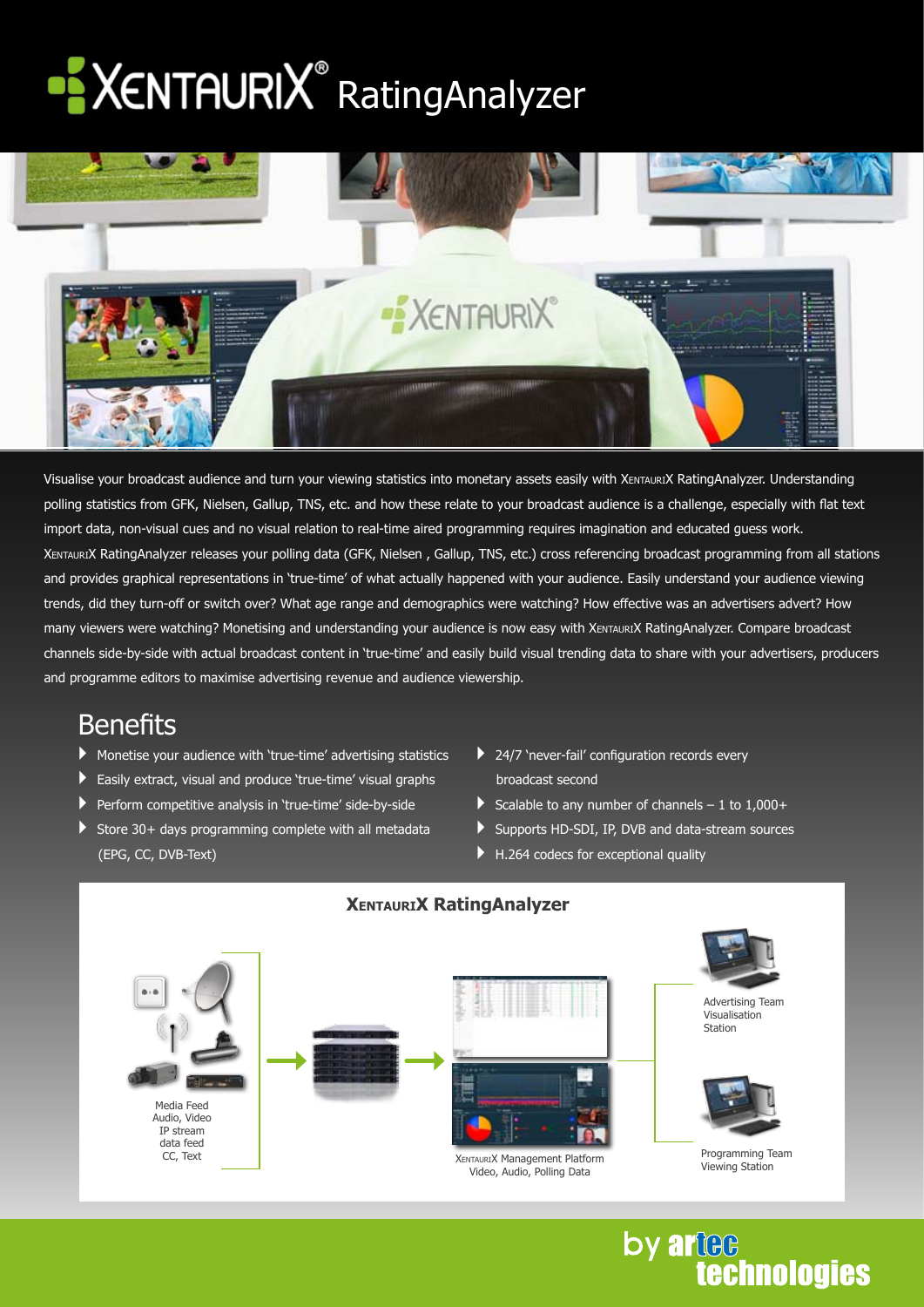# XENTAURIX® RatingAnalyzer

Visualise your broadcast audience and turn your viewing statistics into monetary assets easily with XENTAURIX RatingAnalyzer. Understanding polling statistics from GFK, Nielsen, Gallup, TNS, etc. and how these relate to your broadcast audience is a challenge, especially with flat text import data, non-visual cues and no visual relation to real-time aired programming requires imagination and educated guess work. XENTAURIX RatingAnalyzer releases your polling data (GFK, Nielsen , Gallup, TNS, etc.) cross referencing broadcast programming from all stations and provides graphical representations in 'true-time' of what actually happened with your audience. Easily understand your audience viewing trends, did they turn-off or switch over? What age range and demographics were watching? How effective was an advertisers advert? How many viewers were watching? Monetising and understanding your audience is now easy with XENTAURIX RatingAnalyzer. Compare broadcast channels side-by-side with actual broadcast content in 'true-time' and easily build visual trending data to share with your advertisers, producers and programme editors to maximise advertising revenue and audience viewership.

## Benefits

- Monetise your audience with 'true-time' advertising statistics
- Easily extract, visual and produce 'true-time' visual graphs
- Perform competitive analysis in 'true-time' side-by-side
- Store 30+ days programming complete with all metadata (EPG, CC, DVB-Text)
- 24/7 'never-fail' configuration records every broadcast second
- Scalable to any number of channels – 1 to 1,000+
- Supports HD-SDI, IP, DVB and data-stream sources
- H.264 codecs for exceptional quality

### XENTAURIX RatingAnalyzer

Media Feed
Audio, Video
IP stream
data feed
CC, Text

XENTAURIX Management Platform
Video, Audio, Polling Data

Advertising Team
Visualisation
Station

Programming Team
Viewing Station

by artec technologies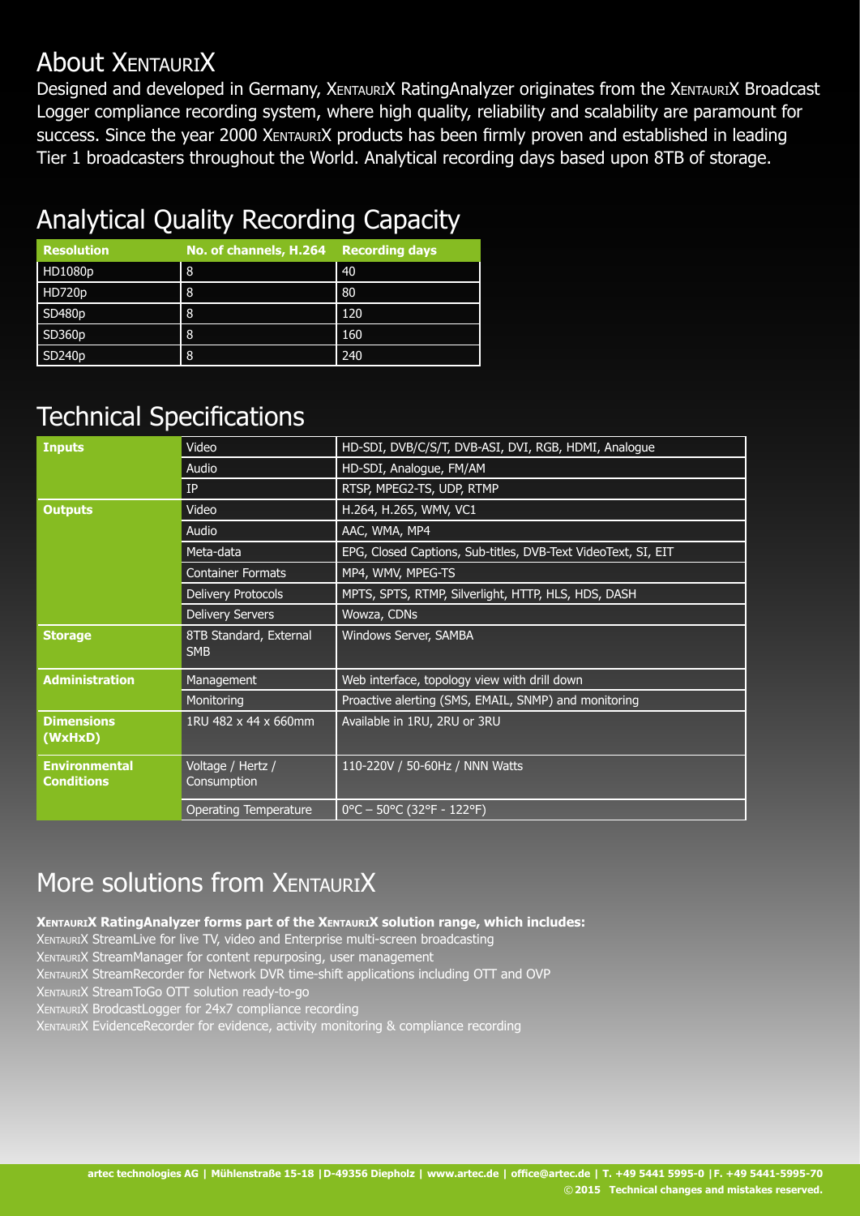## About XentauriX

Designed and developed in Germany, XentauriX RatingAnalyzer originates from the XentauriX Broadcast Logger compliance recording system, where high quality, reliability and scalability are paramount for success. Since the year 2000 XentauriX products has been firmly proven and established in leading Tier 1 broadcasters throughout the World. Analytical recording days based upon 8TB of storage.

## Analytical Quality Recording Capacity

| Resolution | No. of channels, H.264 | Recording days |
|---|---|---|
| HD1080p | 8 | 40 |
| HD720p | 8 | 80 |
| SD480p | 8 | 120 |
| SD360p | 8 | 160 |
| SD240p | 8 | 240 |

## Technical Specifications

| | | |
|---|---|---|
| **Inputs** | Video | HD-SDI, DVB/C/S/T, DVB-ASI, DVI, RGB, HDMI, Analogue |
| | Audio | HD-SDI, Analogue, FM/AM |
| | IP | RTSP, MPEG2-TS, UDP, RTMP |
| **Outputs** | Video | H.264, H.265, WMV, VC1 |
| | Audio | AAC, WMA, MP4 |
| | Meta-data | EPG, Closed Captions, Sub-titles, DVB-Text VideoText, SI, EIT |
| | Container Formats | MP4, WMV, MPEG-TS |
| | Delivery Protocols | MPTS, SPTS, RTMP, Silverlight, HTTP, HLS, HDS, DASH |
| | Delivery Servers | Wowza, CDNs |
| **Storage** | 8TB Standard, External SMB | Windows Server, SAMBA |
| **Administration** | Management | Web interface, topology view with drill down |
| | Monitoring | Proactive alerting (SMS, EMAIL, SNMP) and monitoring |
| **Dimensions (WxHxD)** | 1RU 482 x 44 x 660mm | Available in 1RU, 2RU or 3RU |
| **Environmental Conditions** | Voltage / Hertz / Consumption | 110-220V / 50-60Hz / NNN Watts |
| | Operating Temperature | 0°C – 50°C (32°F - 122°F) |

## More solutions from XentauriX

**XentauriX RatingAnalyzer forms part of the XentauriX solution range, which includes:**

XentauriX StreamLive for live TV, video and Enterprise multi-screen broadcasting
XentauriX StreamManager for content repurposing, user management
XentauriX StreamRecorder for Network DVR time-shift applications including OTT and OVP
XentauriX StreamToGo OTT solution ready-to-go
XentauriX BrodcastLogger for 24x7 compliance recording
XentauriX EvidenceRecorder for evidence, activity monitoring & compliance recording

**artec technologies AG | Mühlenstraße 15-18 |D-49356 Diepholz | www.artec.de | office@artec.de | T. +49 5441 5995-0 |F. +49 5441-5995-70**
**© 2015 Technical changes and mistakes reserved.**